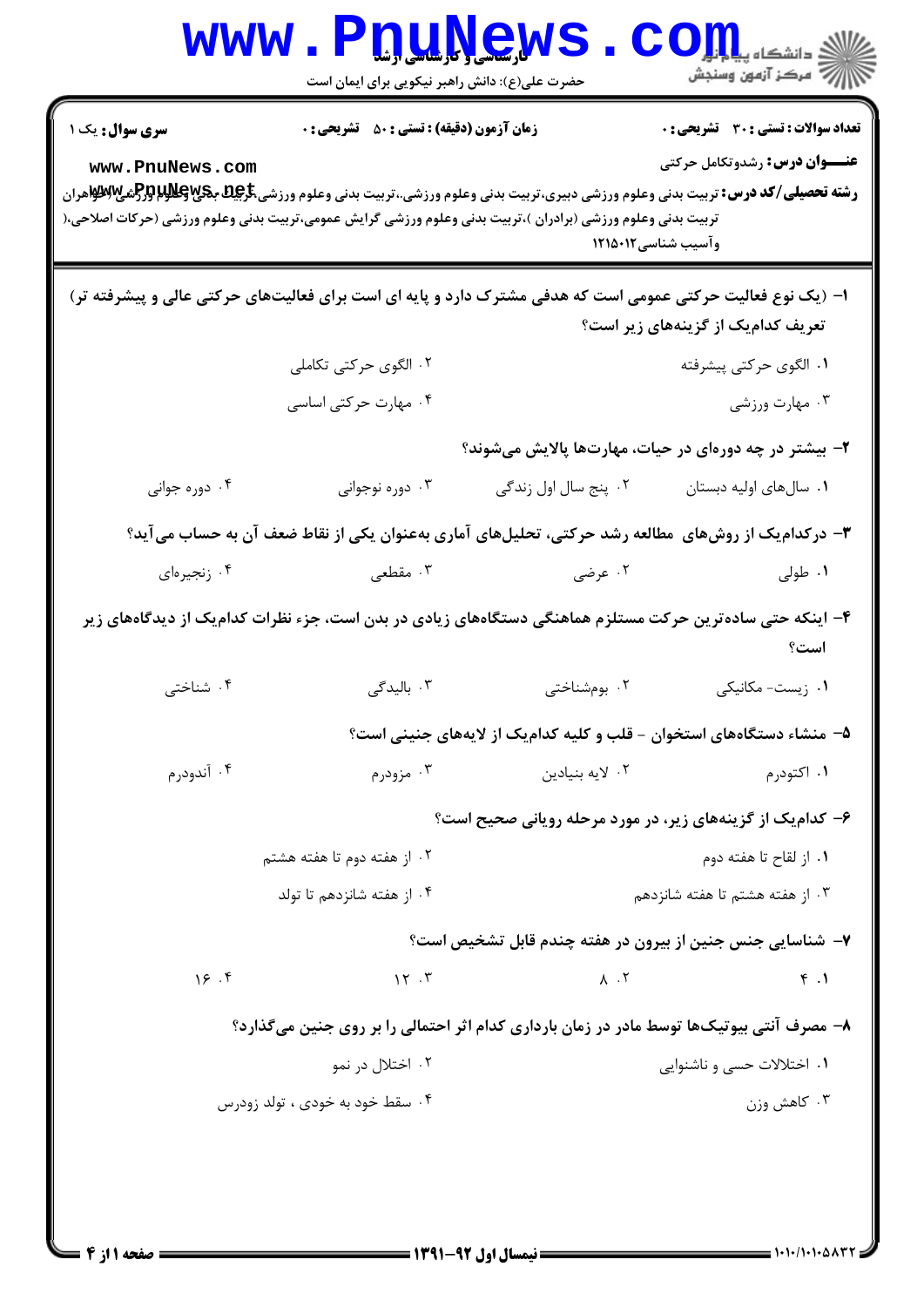**سری سوال:** یک ۱

**زمان آزمون (دقیقه) : تستی : ۵۰ تشریحی : ۰**

**تعداد سوالات : تستی : ۳۰ تشریحی : ۰**

**عنـــوان درس:** رشدوتکامل حرکتی

**رشته تحصیلی/کد درس:** تربیت بدنی وعلوم ورزشی دبیری،تربیت بدنی وعلوم ورزشی.،تربیت بدنی وعلوم ورزشی (خواهران تربیت بدنی وعلوم ورزشی (برادران )،تربیت بدنی وعلوم ورزشی گرایش عمومی،تربیت بدنی وعلوم ورزشی (حرکات اصلاحی،( وآسیب شناسی۱۲۱۵۰۱۲

۱- (یک نوع فعالیت حرکتی عمومی است که هدفی مشترک دارد و پایه ای است برای فعالیت‌های حرکتی عالی و پیشرفته تر) تعریف کدام‌یک از گزینه‌های زیر است؟

۱. الگوی حرکتی پیشرفته
۲. الگوی حرکتی تکاملی
۳. مهارت ورزشی
۴. مهارت حرکتی اساسی

۲- بیشتر در چه دوره‌ای در حیات، مهارت‌ها پالایش می‌شوند؟

۱. سال‌های اولیه دبستان
۲. پنج سال اول زندگی
۳. دوره نوجوانی
۴. دوره جوانی

۳- درکدام‌یک از روش‌های مطالعه رشد حرکتی، تحلیل‌های آماری به‌عنوان یکی از نقاط ضعف آن به حساب می‌آید؟

۱. طولی
۲. عرضی
۳. مقطعی
۴. زنجیره‌ای

۴- اینکه حتی ساده‌ترین حرکت مستلزم هماهنگی دستگاه‌های زیادی در بدن است، جزء نظرات کدام‌یک از دیدگاه‌های زیر است؟

۱. زیست- مکانیکی
۲. بوم‌شناختی
۳. بالیدگی
۴. شناختی

۵- منشاء دستگاه‌های استخوان - قلب و کلیه کدام‌یک از لایه‌های جنینی است؟

۱. اکتودرم
۲. لایه بنیادین
۳. مزودرم
۴. آندودرم

۶- کدام‌یک از گزینه‌های زیر، در مورد مرحله رویانی صحیح است؟

۱. از لقاح تا هفته دوم
۲. از هفته دوم تا هفته هشتم
۳. از هفته هشتم تا هفته شانزدهم
۴. از هفته شانزدهم تا تولد

۷- شناسایی جنس جنین از بیرون در هفته چندم قابل تشخیص است؟

۱. ۴
۲. ۸
۳. ۱۲
۴. ۱۶

۸- مصرف آنتی بیوتیک‌ها توسط مادر در زمان بارداری کدام اثر احتمالی را بر روی جنین می‌گذارد؟

۱. اختلالات حسی و ناشنوایی
۲. اختلال در نمو
۳. کاهش وزن
۴. سقط خود به خودی ، تولد زودرس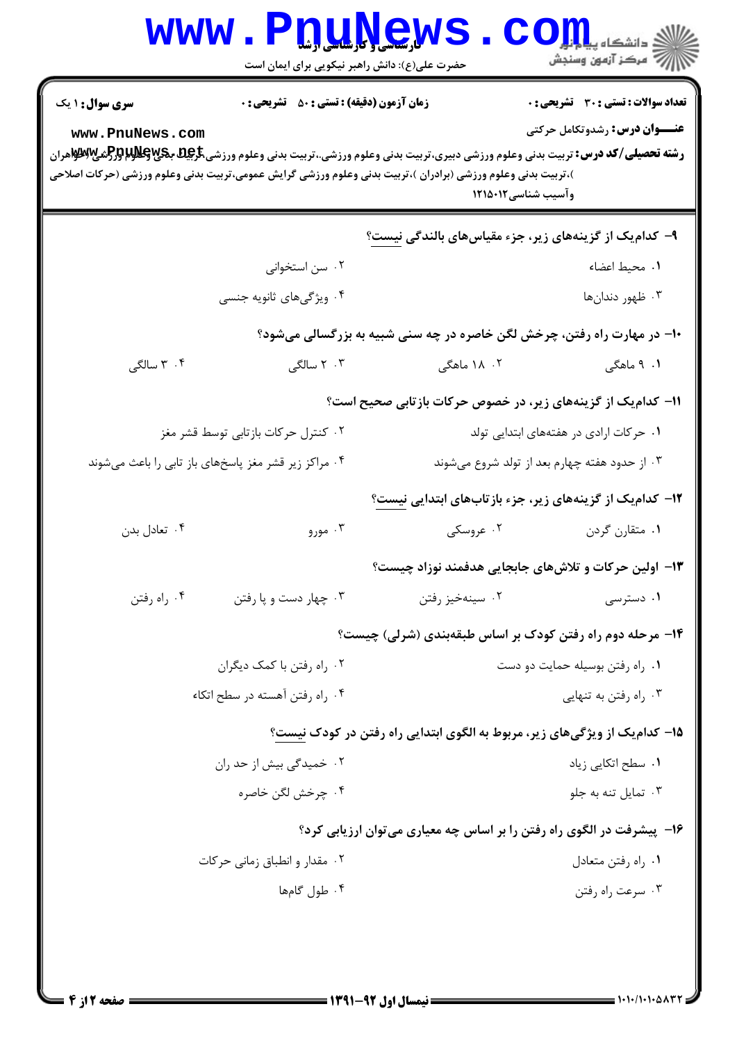**سری سوال:** ۱ یک　　**زمان آزمون (دقیقه) : تستی :** ۵۰ **تشریحی :** ۰　　**تعداد سوالات : تستی :** ۳۰ **تشریحی :** ۰

**عنـــوان درس:** رشدوتکامل حرکتی

**رشته تحصیلی/کد درس:** تربیت بدنی وعلوم ورزشی دبیری،تربیت بدنی وعلوم ورزشی،،تربیت بدنی وعلوم ورزشی،تربیت بدنی وعلوم ورزشی (خواهران )،تربیت بدنی وعلوم ورزشی (برادران )،تربیت بدنی وعلوم ورزشی گرایش عمومی،تربیت بدنی وعلوم ورزشی (حرکات اصلاحی وآسیب شناسی۱۲۱۵۰۱۲

**۹- کدام‌یک از گزینه‌های زیر، جزء مقیاس‌های بالندگی نیست؟**

۱. محیط اعضاء
۲. سن استخوانی
۳. ظهور دندان‌ها
۴. ویژگی‌های ثانویه جنسی

**۱۰- در مهارت راه رفتن، چرخش لگن خاصره در چه سنی شبیه به بزرگسالی می‌شود؟**

۱. ۹ ماهگی
۲. ۱۸ ماهگی
۳. ۲ سالگی
۴. ۳ سالگی

**۱۱- کدام‌یک از گزینه‌های زیر، در خصوص حرکات بازتابی صحیح است؟**

۱. حرکات ارادی در هفته‌های ابتدایی تولد
۲. کنترل حرکات بازتابی توسط قشر مغز
۳. از حدود هفته چهارم بعد از تولد شروع می‌شوند
۴. مراکز زیر قشر مغز پاسخ‌های باز تابی را باعث می‌شوند

**۱۲- کدام‌یک از گزینه‌های زیر، جزء بازتاب‌های ابتدایی نیست؟**

۱. متقارن گردن
۲. عروسکی
۳. مورو
۴. تعادل بدن

**۱۳- اولین حرکات و تلاش‌های جابجایی هدفمند نوزاد چیست؟**

۱. دسترسی
۲. سینه‌خیز رفتن
۳. چهار دست و پا رفتن
۴. راه رفتن

**۱۴- مرحله دوم راه رفتن کودک بر اساس طبقه‌بندی (شرلی) چیست؟**

۱. راه رفتن بوسیله حمایت دو دست
۲. راه رفتن با کمک دیگران
۳. راه رفتن به تنهایی
۴. راه رفتن آهسته در سطح اتکاء

**۱۵- کدام‌یک از ویژگی‌های زیر، مربوط به الگوی ابتدایی راه رفتن در کودک نیست؟**

۱. سطح اتکایی زیاد
۲. خمیدگی بیش از حد ران
۳. تمایل تنه به جلو
۴. چرخش لگن خاصره

**۱۶- پیشرفت در الگوی راه رفتن را بر اساس چه معیاری می‌توان ارزیابی کرد؟**

۱. راه رفتن متعادل
۲. مقدار و انطباق زمانی حرکات
۳. سرعت راه رفتن
۴. طول گام‌ها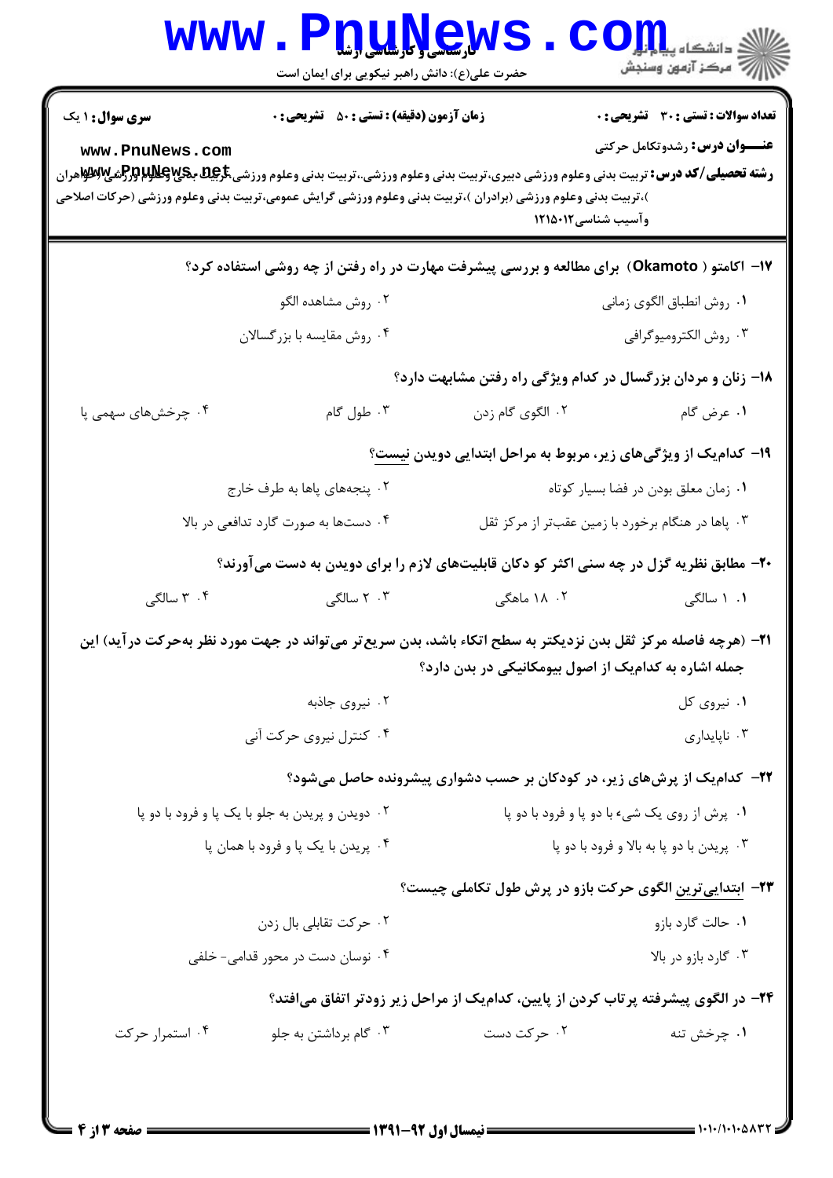**سری سوال:** ۱ یک

**زمان آزمون (دقیقه) : تستی : ۵۰ تشریحی : ۰**

**تعداد سوالات : تستی : ۳۰ تشریحی : ۰**

**عنـــوان درس:** رشدوتکامل حرکتی

**رشته تحصیلی/کد درس:** تربیت بدنی وعلوم ورزشی دبیری،تربیت بدنی وعلوم ورزشی.،تربیت بدنی وعلوم ورزشی گرایش بدنی وعلوم ورزشی (خواهران )،تربیت بدنی وعلوم ورزشی (برادران )،تربیت بدنی وعلوم ورزشی گرایش عمومی،تربیت بدنی وعلوم ورزشی (حرکات اصلاحی وآسیب شناسی۱۲۱۵۰۱۲

۱۷- اکامتو ( Okamoto) برای مطالعه و بررسی پیشرفت مهارت در راه رفتن از چه روشی استفاده کرد؟

۱. روش انطباق الگوی زمانی
۲. روش مشاهده الگو
۳. روش الکترومیوگرافی
۴. روش مقایسه با بزرگسالان

۱۸- زنان و مردان بزرگسال در کدام ویژگی راه رفتن مشابهت دارد؟

۱. عرض گام
۲. الگوی گام زدن
۳. طول گام
۴. چرخش‌های سهمی پا

۱۹- کدام‌یک از ویژگی‌های زیر، مربوط به مراحل ابتدایی دویدن نیست؟

۱. زمان معلق بودن در فضا بسیار کوتاه
۲. پنجه‌های پاها به طرف خارج
۳. پاها در هنگام برخورد با زمین عقب‌تر از مرکز ثقل
۴. دست‌ها به صورت گارد تدافعی در بالا

۲۰- مطابق نظریه گزل در چه سنی اکثر کو دکان قابلیت‌های لازم را برای دویدن به دست می‌آورند؟

۱. ۱ سالگی
۲. ۱۸ ماهگی
۳. ۲ سالگی
۴. ۳ سالگی

۲۱- (هرچه فاصله مرکز ثقل بدن نزدیکتر به سطح اتکاء باشد، بدن سریع‌تر می‌تواند در جهت مورد نظر به‌حرکت درآید) این جمله اشاره به کدام‌یک از اصول بیومکانیکی در بدن دارد؟

۱. نیروی کل
۲. نیروی جاذبه
۳. ناپایداری
۴. کنترل نیروی حرکت آنی

۲۲- کدام‌یک از پرش‌های زیر، در کودکان بر حسب دشواری پیشرونده حاصل می‌شود؟

۱. پرش از روی یک شیء با دو پا و فرود با دو پا
۲. دویدن و پریدن به جلو با یک پا و فرود با دو پا
۳. پریدن با دو پا به بالا و فرود با دو پا
۴. پریدن با یک پا و فرود با همان پا

۲۳- ابتدایی‌ترین الگوی حرکت بازو در پرش طول تکاملی چیست؟

۱. حالت گارد بازو
۲. حرکت تقابلی بال زدن
۳. گارد بازو در بالا
۴. نوسان دست در محور قدامی- خلفی

۲۴- در الگوی پیشرفته پرتاب کردن از پایین، کدام‌یک از مراحل زیر زودتر اتفاق می‌افتد؟

۱. چرخش تنه
۲. حرکت دست
۳. گام برداشتن به جلو
۴. استمرار حرکت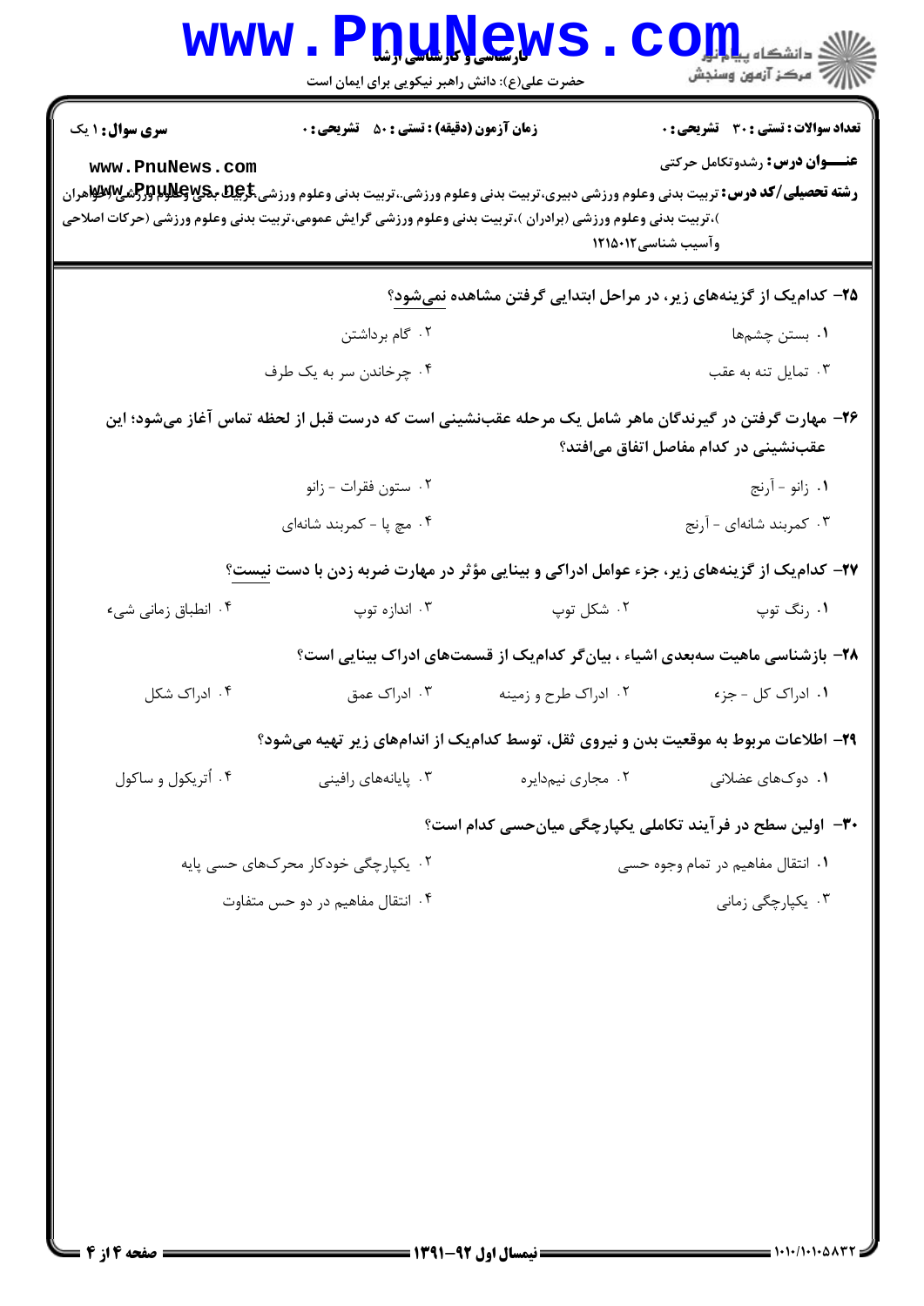**سری سوال:** ۱ یک

**زمان آزمون (دقیقه) : تستی :** ۵۰ **تشریحی :** ۰

**تعداد سوالات : تستی :** ۳۰ **تشریحی :** ۰

**عنـــوان درس:** رشدوتکامل حرکتی

**رشته تحصیلی/کد درس:** تربیت بدنی وعلوم ورزشی دبیری،تربیت بدنی وعلوم ورزشی،،تربیت بدنی وعلوم ورزشی،تربیت بدنی وعلوم ورزشی (خواهران )،تربیت بدنی وعلوم ورزشی (برادران )،تربیت بدنی وعلوم ورزشی گرایش عمومی،تربیت بدنی وعلوم ورزشی (حرکات اصلاحی وآسیب شناسی۱۲۱۵۰۱۲

**۲۵- کدام‌یک از گزینه‌های زیر، در مراحل ابتدایی گرفتن مشاهده نمی‌شود؟**

۱. بستن چشم‌ها

۲. گام برداشتن

۳. تمایل تنه به عقب

۴. چرخاندن سر به یک طرف

**۲۶- مهارت گرفتن در گیرندگان ماهر شامل یک مرحله عقب‌نشینی است که درست قبل از لحظه تماس آغاز می‌شود؛ این عقب‌نشینی در کدام مفاصل اتفاق می‌افتد؟**

۱. زانو - آرنج

۲. ستون فقرات - زانو

۳. کمربند شانه‌ای - آرنج

۴. مچ پا - کمربند شانه‌ای

**۲۷- کدام‌یک از گزینه‌های زیر، جزء عوامل ادراکی و بینایی مؤثر در مهارت ضربه زدن با دست نیست؟**

۱. رنگ توپ

۲. شکل توپ

۳. اندازه توپ

۴. انطباق زمانی شیء

**۲۸- بازشناسی ماهیت سه‌بعدی اشیاء ، بیان‌گر کدام‌یک از قسمت‌های ادراک بینایی است؟**

۱. ادراک کل - جزء

۲. ادراک طرح و زمینه

۳. ادراک عمق

۴. ادراک شکل

**۲۹- اطلاعات مربوط به موقعیت بدن و نیروی ثقل، توسط کدام‌یک از اندام‌های زیر تهیه می‌شود؟**

۱. دوک‌های عضلانی

۲. مجاری نیم‌دایره

۳. پایانه‌های رافینی

۴. اُتریکول و ساکول

**۳۰- اولین سطح در فرآیند تکاملی یکپارچگی میان‌حسی کدام است؟**

۱. انتقال مفاهیم در تمام وجوه حسی

۲. یکپارچگی خودکار محرک‌های حسی پایه

۳. یکپارچگی زمانی

۴. انتقال مفاهیم در دو حس متفاوت